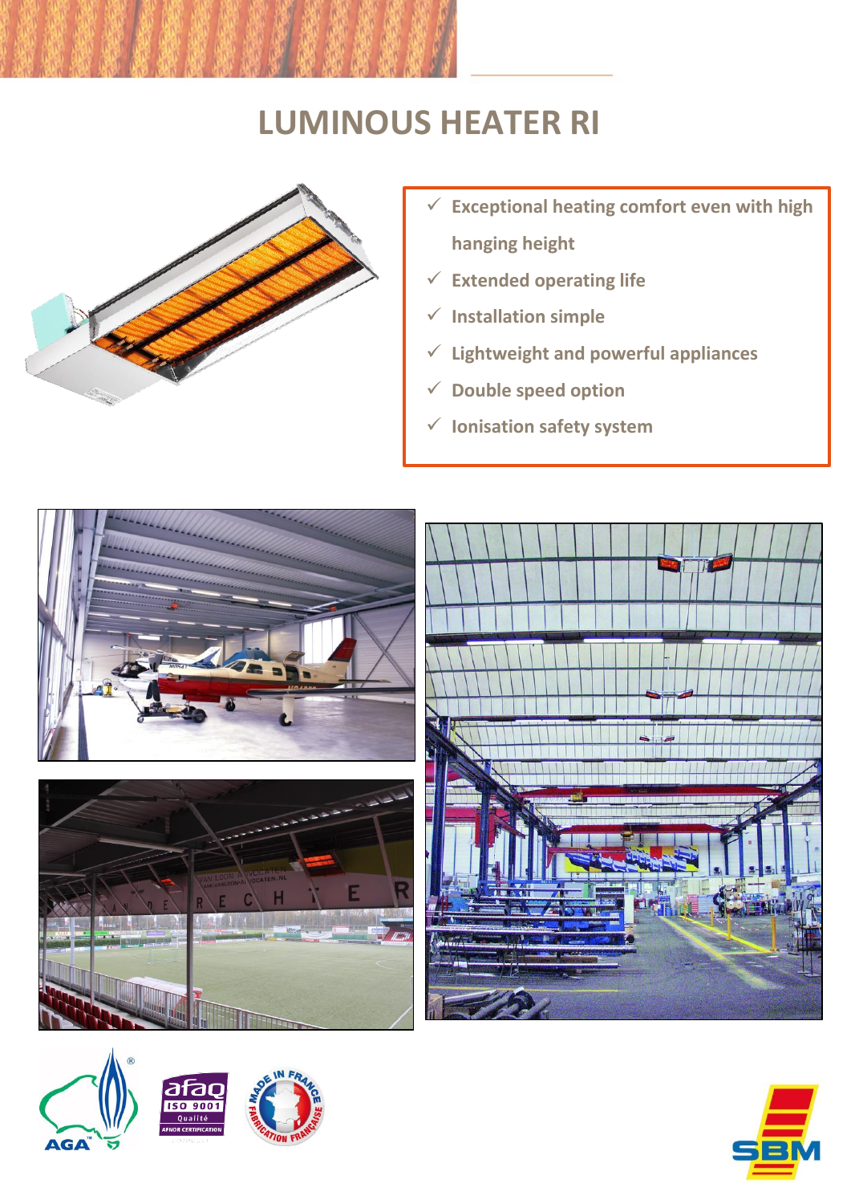# LUMINOUS HEATER RI

- ✓ Exceptional heating comfort even with high hanging height
- ✓ Extended operating life
- ✓ Installation simple
- ✓ Lightweight and powerful appliances
- ✓ Double speed option
- ✓ Ionisation safety system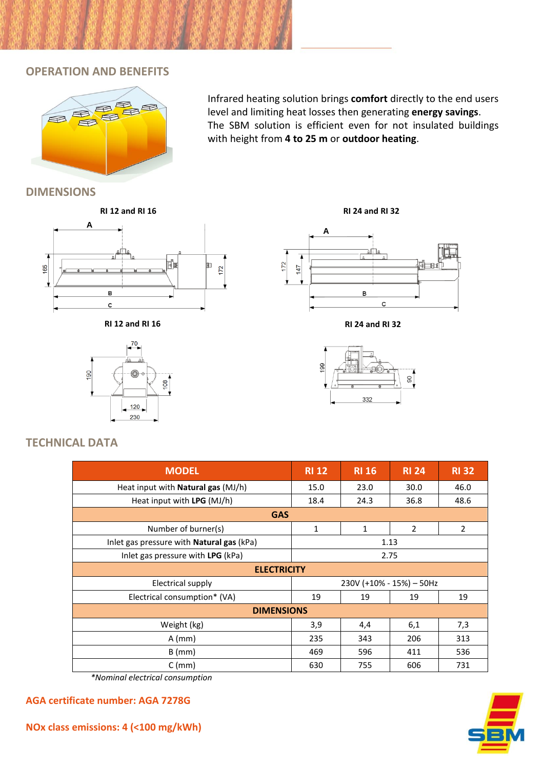## OPERATION AND BENEFITS

Infrared heating solution brings **comfort** directly to the end users level and limiting heat losses then generating **energy savings**. The SBM solution is efficient even for not insulated buildings with height from **4 to 25 m** or **outdoor heating**.

## DIMENSIONS

RI 12 and RI 16

A

165

172

B

C

RI 24 and RI 32

A

172

147

B

C

RI 12 and RI 16

70

190

108

120

230

RI 24 and RI 32

199

90

332

## TECHNICAL DATA

| MODEL | RI 12 | RI 16 | RI 24 | RI 32 |
|---|---|---|---|---|
| Heat input with **Natural gas** (MJ/h) | 15.0 | 23.0 | 30.0 | 46.0 |
| Heat input with **LPG** (MJ/h) | 18.4 | 24.3 | 36.8 | 48.6 |
| **GAS** | | | | |
| Number of burner(s) | 1 | 1 | 2 | 2 |
| Inlet gas pressure with **Natural gas** (kPa) | 1.13 | | | |
| Inlet gas pressure with **LPG** (kPa) | 2.75 | | | |
| **ELECTRICITY** | | | | |
| Electrical supply | 230V (+10% - 15%) – 50Hz | | | |
| Electrical consumption* (VA) | 19 | 19 | 19 | 19 |
| **DIMENSIONS** | | | | |
| Weight (kg) | 3,9 | 4,4 | 6,1 | 7,3 |
| A (mm) | 235 | 343 | 206 | 313 |
| B (mm) | 469 | 596 | 411 | 536 |
| C (mm) | 630 | 755 | 606 | 731 |

*\*Nominal electrical consumption*

**AGA certificate number: AGA 7278G**

**NOx class emissions: 4 (<100 mg/kWh)**

SBM